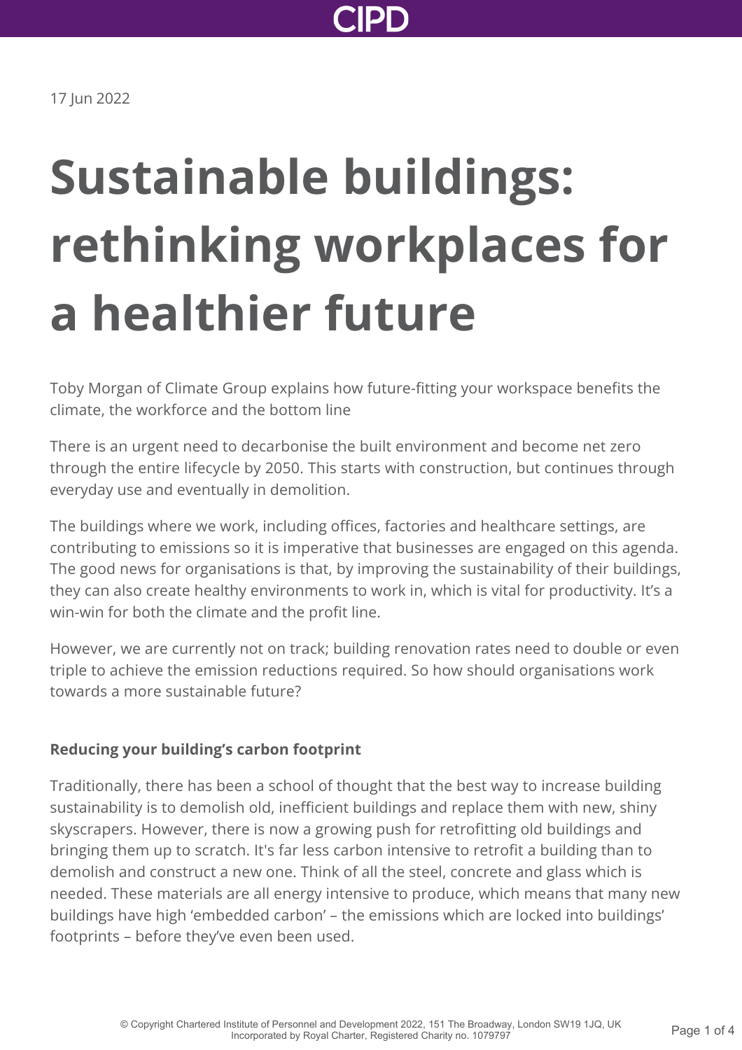17 Jun 2022

# Sustainable buildings: rethinking workplaces for a healthier future

Toby Morgan of Climate Group explains how future-fitting your workspace benefits the climate, the workforce and the bottom line

There is an urgent need to decarbonise the built environment and become net zero through the entire lifecycle by 2050. This starts with construction, but continues through everyday use and eventually in demolition.

The buildings where we work, including offices, factories and healthcare settings, are contributing to emissions so it is imperative that businesses are engaged on this agenda. The good news for organisations is that, by improving the sustainability of their buildings, they can also create healthy environments to work in, which is vital for productivity. It's a win-win for both the climate and the profit line.

However, we are currently not on track; building renovation rates need to double or even triple to achieve the emission reductions required. So how should organisations work towards a more sustainable future?

**Reducing your building's carbon footprint**

Traditionally, there has been a school of thought that the best way to increase building sustainability is to demolish old, inefficient buildings and replace them with new, shiny skyscrapers. However, there is now a growing push for retrofitting old buildings and bringing them up to scratch. It's far less carbon intensive to retrofit a building than to demolish and construct a new one. Think of all the steel, concrete and glass which is needed. These materials are all energy intensive to produce, which means that many new buildings have high 'embedded carbon' – the emissions which are locked into buildings' footprints – before they've even been used.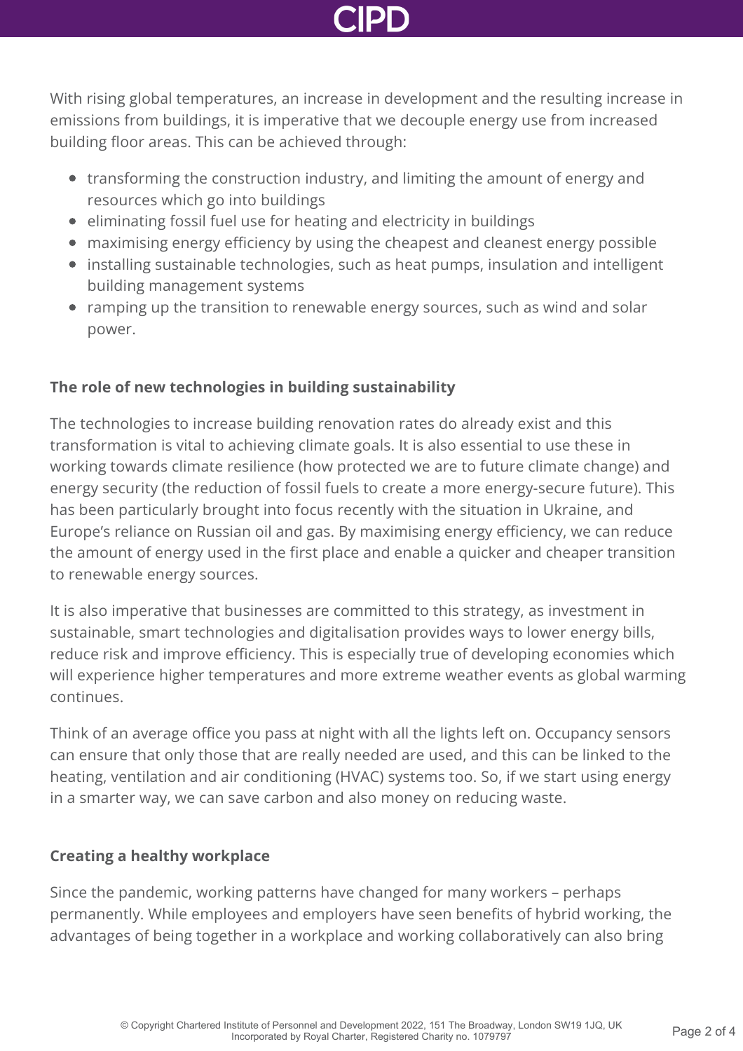With rising global temperatures, an increase in development and the resulting increase in emissions from buildings, it is imperative that we decouple energy use from increased building floor areas. This can be achieved through:

- transforming the construction industry, and limiting the amount of energy and resources which go into buildings
- eliminating fossil fuel use for heating and electricity in buildings
- maximising energy efficiency by using the cheapest and cleanest energy possible
- installing sustainable technologies, such as heat pumps, insulation and intelligent building management systems
- ramping up the transition to renewable energy sources, such as wind and solar power.

**The role of new technologies in building sustainability**

The technologies to increase building renovation rates do already exist and this transformation is vital to achieving climate goals. It is also essential to use these in working towards climate resilience (how protected we are to future climate change) and energy security (the reduction of fossil fuels to create a more energy-secure future). This has been particularly brought into focus recently with the situation in Ukraine, and Europe's reliance on Russian oil and gas. By maximising energy efficiency, we can reduce the amount of energy used in the first place and enable a quicker and cheaper transition to renewable energy sources.

It is also imperative that businesses are committed to this strategy, as investment in sustainable, smart technologies and digitalisation provides ways to lower energy bills, reduce risk and improve efficiency. This is especially true of developing economies which will experience higher temperatures and more extreme weather events as global warming continues.

Think of an average office you pass at night with all the lights left on. Occupancy sensors can ensure that only those that are really needed are used, and this can be linked to the heating, ventilation and air conditioning (HVAC) systems too. So, if we start using energy in a smarter way, we can save carbon and also money on reducing waste.

**Creating a healthy workplace**

Since the pandemic, working patterns have changed for many workers – perhaps permanently. While employees and employers have seen benefits of hybrid working, the advantages of being together in a workplace and working collaboratively can also bring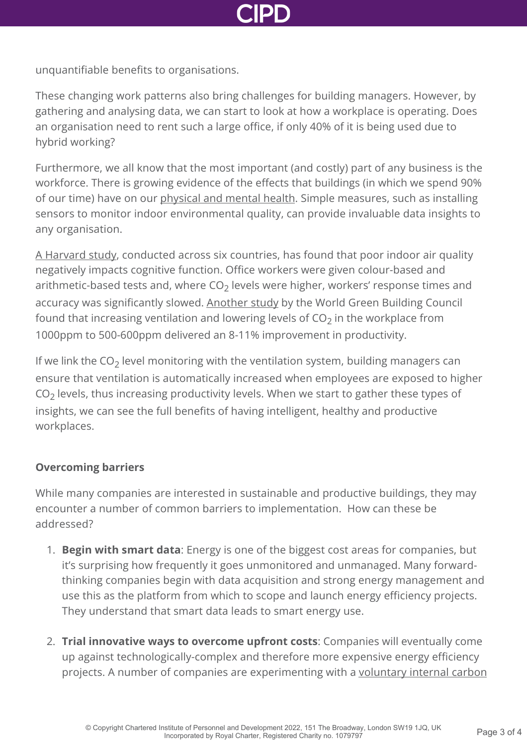unquantifiable benefits to organisations.

These changing work patterns also bring challenges for building managers. However, by gathering and analysing data, we can start to look at how a workplace is operating. Does an organisation need to rent such a large office, if only 40% of it is being used due to hybrid working?

Furthermore, we all know that the most important (and costly) part of any business is the workforce. There is growing evidence of the effects that buildings (in which we spend 90% of our time) have on our physical and mental health. Simple measures, such as installing sensors to monitor indoor environmental quality, can provide invaluable data insights to any organisation.

A Harvard study, conducted across six countries, has found that poor indoor air quality negatively impacts cognitive function. Office workers were given colour-based and arithmetic-based tests and, where $CO_2$ levels were higher, workers' response times and accuracy was significantly slowed. Another study by the World Green Building Council found that increasing ventilation and lowering levels of $CO_2$ in the workplace from 1000ppm to 500-600ppm delivered an 8-11% improvement in productivity.

If we link the $CO_2$ level monitoring with the ventilation system, building managers can ensure that ventilation is automatically increased when employees are exposed to higher $CO_2$ levels, thus increasing productivity levels. When we start to gather these types of insights, we can see the full benefits of having intelligent, healthy and productive workplaces.

**Overcoming barriers**

While many companies are interested in sustainable and productive buildings, they may encounter a number of common barriers to implementation. How can these be addressed?

1. **Begin with smart data**: Energy is one of the biggest cost areas for companies, but it's surprising how frequently it goes unmonitored and unmanaged. Many forward-thinking companies begin with data acquisition and strong energy management and use this as the platform from which to scope and launch energy efficiency projects. They understand that smart data leads to smart energy use.

2. **Trial innovative ways to overcome upfront costs**: Companies will eventually come up against technologically-complex and therefore more expensive energy efficiency projects. A number of companies are experimenting with a voluntary internal carbon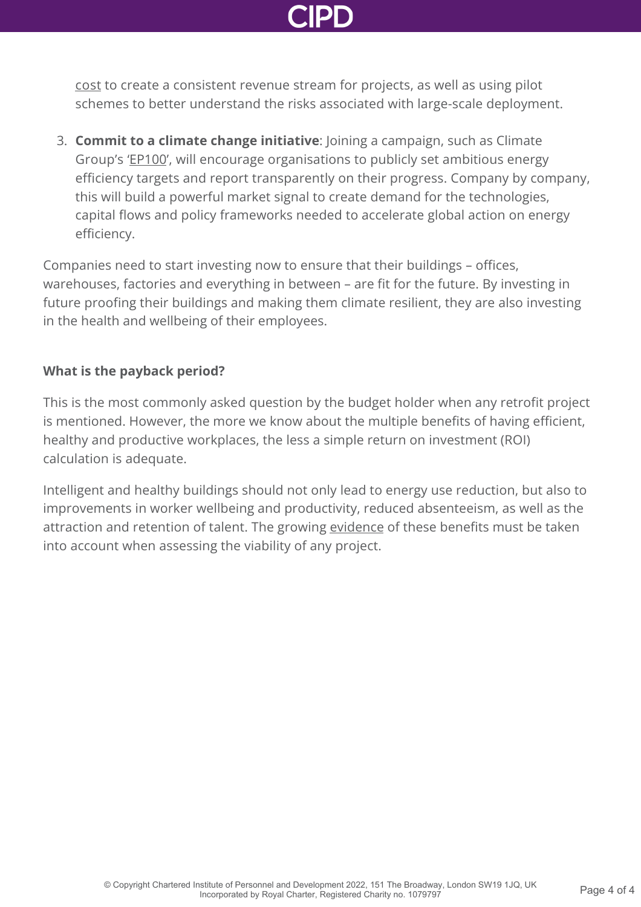cost to create a consistent revenue stream for projects, as well as using pilot schemes to better understand the risks associated with large-scale deployment.

3. **Commit to a climate change initiative**: Joining a campaign, such as Climate Group's 'EP100', will encourage organisations to publicly set ambitious energy efficiency targets and report transparently on their progress. Company by company, this will build a powerful market signal to create demand for the technologies, capital flows and policy frameworks needed to accelerate global action on energy efficiency.

Companies need to start investing now to ensure that their buildings – offices, warehouses, factories and everything in between – are fit for the future. By investing in future proofing their buildings and making them climate resilient, they are also investing in the health and wellbeing of their employees.

**What is the payback period?**

This is the most commonly asked question by the budget holder when any retrofit project is mentioned. However, the more we know about the multiple benefits of having efficient, healthy and productive workplaces, the less a simple return on investment (ROI) calculation is adequate.

Intelligent and healthy buildings should not only lead to energy use reduction, but also to improvements in worker wellbeing and productivity, reduced absenteeism, as well as the attraction and retention of talent. The growing evidence of these benefits must be taken into account when assessing the viability of any project.